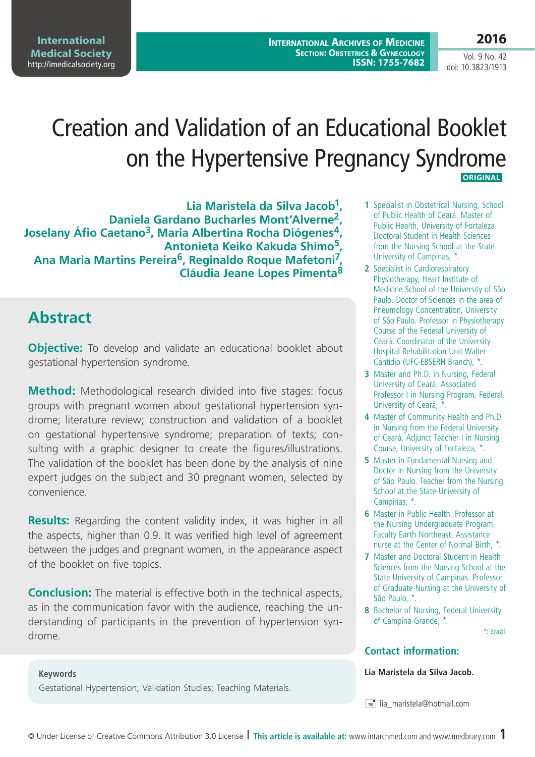# Creation and Validation of an Educational Booklet on the Hypertensive Pregnancy Syndrome

**ORIGINAL**

**Lia Maristela da Silva Jacob[1], Daniela Gardano Bucharles Mont'Alverne[2], Joselany Áfio Caetano[3], Maria Albertina Rocha Diógenes[4], Antonieta Keiko Kakuda Shimo[5], Ana Maria Martins Pereira[6], Reginaldo Roque Mafetoni[7], Cláudia Jeane Lopes Pimenta[8]**

1 Specialist in Obstetrical Nursing, School of Public Health of Ceará. Master of Public Health, University of Fortaleza. Doctoral Student in Health Sciences from the Nursing School at the State University of Campinas, *.

2 Specialist in Cardiorespiratory Physiotherapy, Heart Institute of Medicine School of the University of São Paulo. Doctor of Sciences in the area of Pneumology Concentration, University of São Paulo. Professor in Physiotherapy Course of the Federal University of Ceará. Coordinator of the University Hospital Rehabilitation Unit Walter Cantídio (UFC-EBSERH Branch), *.

3 Master and Ph.D. in Nursing, Federal University of Ceará. Associated Professor I in Nursing Program, Federal University of Ceará, *.

4 Master of Community Health and Ph.D. in Nursing from the Federal University of Ceará. Adjunct Teacher I in Nursing Course, University of Fortaleza, *.

5 Master in Fundamental Nursing and Doctor in Nursing from the University of São Paulo. Teacher from the Nursing School at the State University of Campinas, *.

6 Master in Public Health. Professor at the Nursing Undergraduate Program, Faculty Earth Northeast. Assistance nurse at the Center of Normal Birth, *.

7 Master and Doctoral Student in Health Sciences from the Nursing School at the State University of Campinas. Professor of Graduate Nursing at the University of São Paulo, *.

8 Bachelor of Nursing, Federal University of Campina Grande, *.

*: Brazil.

## Abstract

**Objective:** To develop and validate an educational booklet about gestational hypertension syndrome.

**Method:** Methodological research divided into five stages: focus groups with pregnant women about gestational hypertension syndrome; literature review; construction and validation of a booklet on gestational hypertensive syndrome; preparation of texts; consulting with a graphic designer to create the figures/illustrations. The validation of the booklet has been done by the analysis of nine expert judges on the subject and 30 pregnant women, selected by convenience.

**Results:** Regarding the content validity index, it was higher in all the aspects, higher than 0.9. It was verified high level of agreement between the judges and pregnant women, in the appearance aspect of the booklet on five topics.

**Conclusion:** The material is effective both in the technical aspects, as in the communication favor with the audience, reaching the understanding of participants in the prevention of hypertension syndrome.

### Keywords

Gestational Hypertension; Validation Studies; Teaching Materials.

### Contact information:

**Lia Maristela da Silva Jacob.**

lia_maristela@hotmail.com

© Under License of Creative Commons Attribution 3.0 License | **This article is available at:** www.intarchmed.com and www.medbrary.com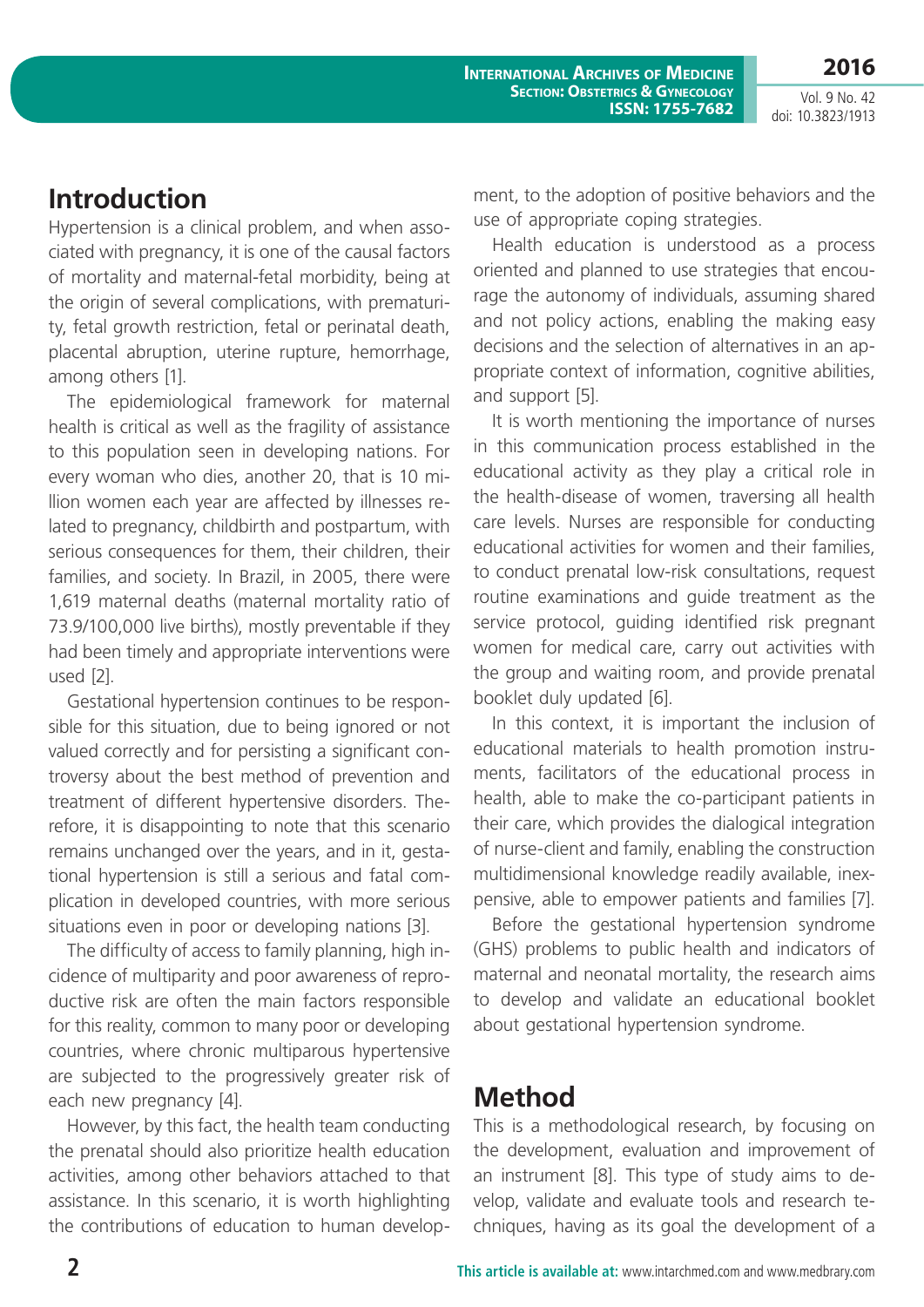## Introduction

Hypertension is a clinical problem, and when associated with pregnancy, it is one of the causal factors of mortality and maternal-fetal morbidity, being at the origin of several complications, with prematurity, fetal growth restriction, fetal or perinatal death, placental abruption, uterine rupture, hemorrhage, among others [1].

The epidemiological framework for maternal health is critical as well as the fragility of assistance to this population seen in developing nations. For every woman who dies, another 20, that is 10 million women each year are affected by illnesses related to pregnancy, childbirth and postpartum, with serious consequences for them, their children, their families, and society. In Brazil, in 2005, there were 1,619 maternal deaths (maternal mortality ratio of 73.9/100,000 live births), mostly preventable if they had been timely and appropriate interventions were used [2].

Gestational hypertension continues to be responsible for this situation, due to being ignored or not valued correctly and for persisting a significant controversy about the best method of prevention and treatment of different hypertensive disorders. Therefore, it is disappointing to note that this scenario remains unchanged over the years, and in it, gestational hypertension is still a serious and fatal complication in developed countries, with more serious situations even in poor or developing nations [3].

The difficulty of access to family planning, high incidence of multiparity and poor awareness of reproductive risk are often the main factors responsible for this reality, common to many poor or developing countries, where chronic multiparous hypertensive are subjected to the progressively greater risk of each new pregnancy [4].

However, by this fact, the health team conducting the prenatal should also prioritize health education activities, among other behaviors attached to that assistance. In this scenario, it is worth highlighting the contributions of education to human development, to the adoption of positive behaviors and the use of appropriate coping strategies.

Health education is understood as a process oriented and planned to use strategies that encourage the autonomy of individuals, assuming shared and not policy actions, enabling the making easy decisions and the selection of alternatives in an appropriate context of information, cognitive abilities, and support [5].

It is worth mentioning the importance of nurses in this communication process established in the educational activity as they play a critical role in the health-disease of women, traversing all health care levels. Nurses are responsible for conducting educational activities for women and their families, to conduct prenatal low-risk consultations, request routine examinations and guide treatment as the service protocol, guiding identified risk pregnant women for medical care, carry out activities with the group and waiting room, and provide prenatal booklet duly updated [6].

In this context, it is important the inclusion of educational materials to health promotion instruments, facilitators of the educational process in health, able to make the co-participant patients in their care, which provides the dialogical integration of nurse-client and family, enabling the construction multidimensional knowledge readily available, inexpensive, able to empower patients and families [7].

Before the gestational hypertension syndrome (GHS) problems to public health and indicators of maternal and neonatal mortality, the research aims to develop and validate an educational booklet about gestational hypertension syndrome.

## Method

This is a methodological research, by focusing on the development, evaluation and improvement of an instrument [8]. This type of study aims to develop, validate and evaluate tools and research techniques, having as its goal the development of a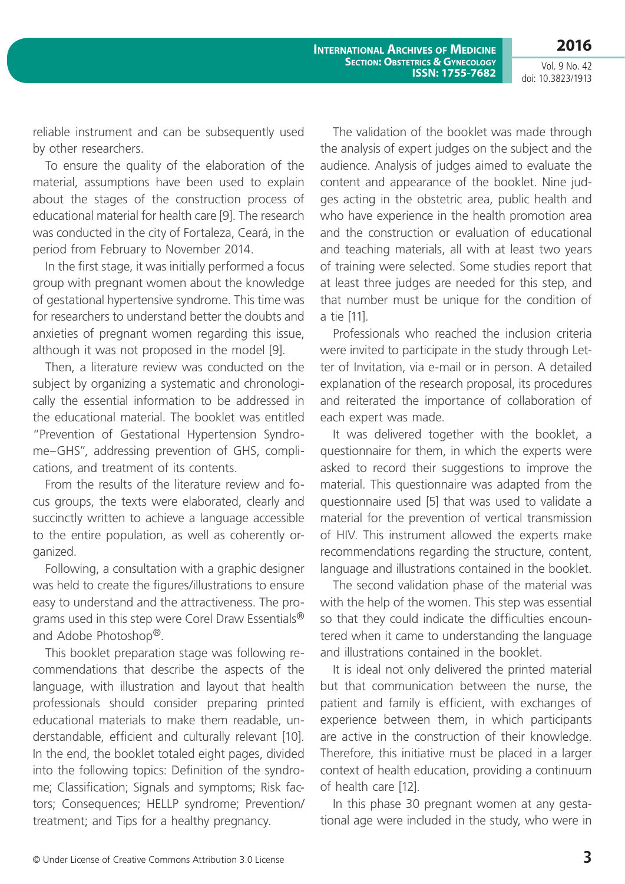reliable instrument and can be subsequently used by other researchers.

To ensure the quality of the elaboration of the material, assumptions have been used to explain about the stages of the construction process of educational material for health care [9]. The research was conducted in the city of Fortaleza, Ceará, in the period from February to November 2014.

In the first stage, it was initially performed a focus group with pregnant women about the knowledge of gestational hypertensive syndrome. This time was for researchers to understand better the doubts and anxieties of pregnant women regarding this issue, although it was not proposed in the model [9].

Then, a literature review was conducted on the subject by organizing a systematic and chronologically the essential information to be addressed in the educational material. The booklet was entitled "Prevention of Gestational Hypertension Syndrome–GHS", addressing prevention of GHS, complications, and treatment of its contents.

From the results of the literature review and focus groups, the texts were elaborated, clearly and succinctly written to achieve a language accessible to the entire population, as well as coherently organized.

Following, a consultation with a graphic designer was held to create the figures/illustrations to ensure easy to understand and the attractiveness. The programs used in this step were Corel Draw Essentials® and Adobe Photoshop®.

This booklet preparation stage was following recommendations that describe the aspects of the language, with illustration and layout that health professionals should consider preparing printed educational materials to make them readable, understandable, efficient and culturally relevant [10]. In the end, the booklet totaled eight pages, divided into the following topics: Definition of the syndrome; Classification; Signals and symptoms; Risk factors; Consequences; HELLP syndrome; Prevention/treatment; and Tips for a healthy pregnancy.

The validation of the booklet was made through the analysis of expert judges on the subject and the audience. Analysis of judges aimed to evaluate the content and appearance of the booklet. Nine judges acting in the obstetric area, public health and who have experience in the health promotion area and the construction or evaluation of educational and teaching materials, all with at least two years of training were selected. Some studies report that at least three judges are needed for this step, and that number must be unique for the condition of a tie [11].

Professionals who reached the inclusion criteria were invited to participate in the study through Letter of Invitation, via e-mail or in person. A detailed explanation of the research proposal, its procedures and reiterated the importance of collaboration of each expert was made.

It was delivered together with the booklet, a questionnaire for them, in which the experts were asked to record their suggestions to improve the material. This questionnaire was adapted from the questionnaire used [5] that was used to validate a material for the prevention of vertical transmission of HIV. This instrument allowed the experts make recommendations regarding the structure, content, language and illustrations contained in the booklet.

The second validation phase of the material was with the help of the women. This step was essential so that they could indicate the difficulties encountered when it came to understanding the language and illustrations contained in the booklet.

It is ideal not only delivered the printed material but that communication between the nurse, the patient and family is efficient, with exchanges of experience between them, in which participants are active in the construction of their knowledge. Therefore, this initiative must be placed in a larger context of health education, providing a continuum of health care [12].

In this phase 30 pregnant women at any gestational age were included in the study, who were in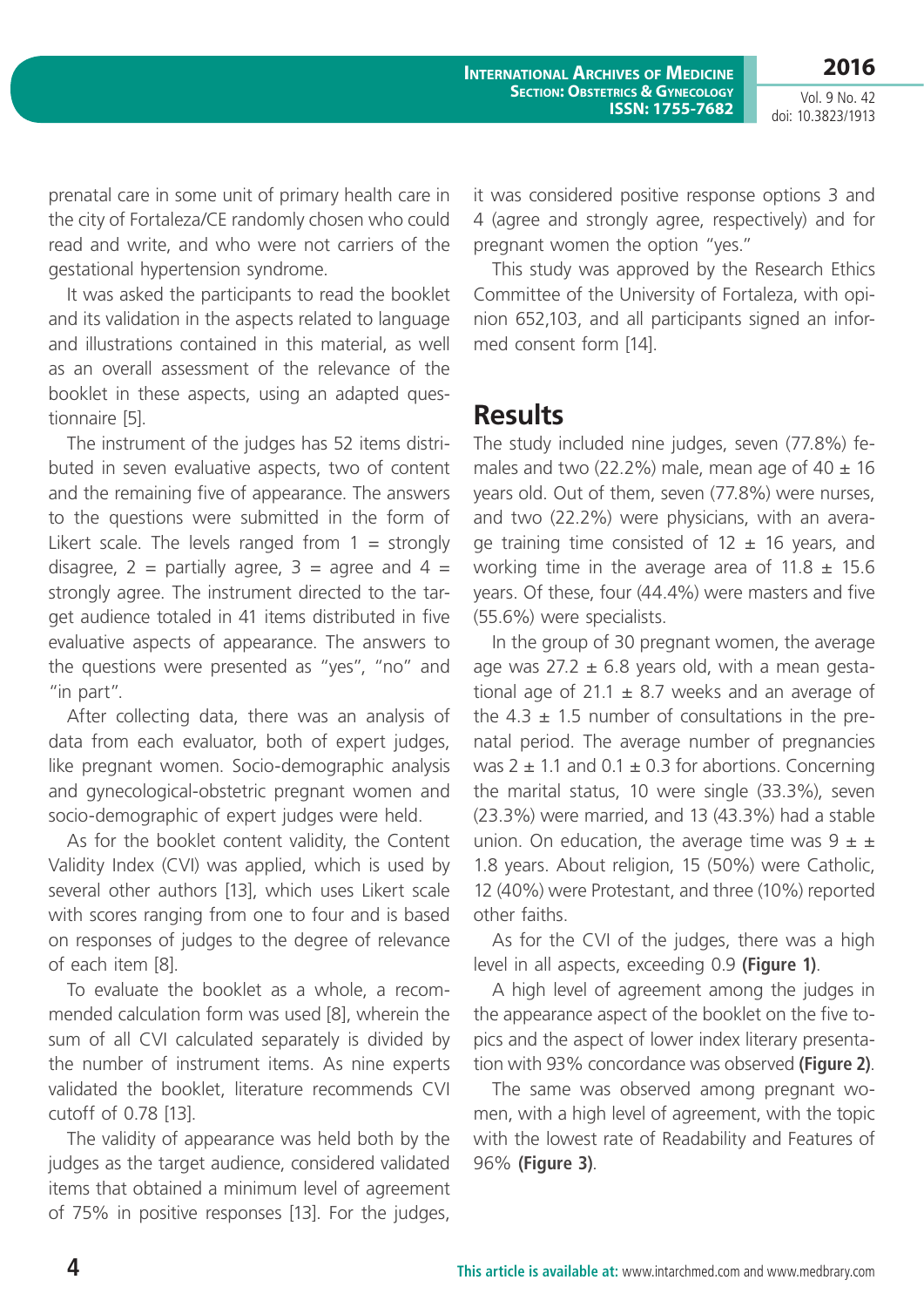prenatal care in some unit of primary health care in the city of Fortaleza/CE randomly chosen who could read and write, and who were not carriers of the gestational hypertension syndrome.

It was asked the participants to read the booklet and its validation in the aspects related to language and illustrations contained in this material, as well as an overall assessment of the relevance of the booklet in these aspects, using an adapted questionnaire [5].

The instrument of the judges has 52 items distributed in seven evaluative aspects, two of content and the remaining five of appearance. The answers to the questions were submitted in the form of Likert scale. The levels ranged from 1 = strongly disagree, 2 = partially agree, 3 = agree and 4 = strongly agree. The instrument directed to the target audience totaled in 41 items distributed in five evaluative aspects of appearance. The answers to the questions were presented as "yes", "no" and "in part".

After collecting data, there was an analysis of data from each evaluator, both of expert judges, like pregnant women. Socio-demographic analysis and gynecological-obstetric pregnant women and socio-demographic of expert judges were held.

As for the booklet content validity, the Content Validity Index (CVI) was applied, which is used by several other authors [13], which uses Likert scale with scores ranging from one to four and is based on responses of judges to the degree of relevance of each item [8].

To evaluate the booklet as a whole, a recommended calculation form was used [8], wherein the sum of all CVI calculated separately is divided by the number of instrument items. As nine experts validated the booklet, literature recommends CVI cutoff of 0.78 [13].

The validity of appearance was held both by the judges as the target audience, considered validated items that obtained a minimum level of agreement of 75% in positive responses [13]. For the judges, it was considered positive response options 3 and 4 (agree and strongly agree, respectively) and for pregnant women the option "yes."

This study was approved by the Research Ethics Committee of the University of Fortaleza, with opinion 652,103, and all participants signed an informed consent form [14].

## Results

The study included nine judges, seven (77.8%) females and two (22.2%) male, mean age of 40 ± 16 years old. Out of them, seven (77.8%) were nurses, and two (22.2%) were physicians, with an average training time consisted of 12 ± 16 years, and working time in the average area of 11.8 ± 15.6 years. Of these, four (44.4%) were masters and five (55.6%) were specialists.

In the group of 30 pregnant women, the average age was 27.2 ± 6.8 years old, with a mean gestational age of 21.1 ± 8.7 weeks and an average of the 4.3 ± 1.5 number of consultations in the prenatal period. The average number of pregnancies was 2 ± 1.1 and 0.1 ± 0.3 for abortions. Concerning the marital status, 10 were single (33.3%), seven (23.3%) were married, and 13 (43.3%) had a stable union. On education, the average time was 9 ± ± 1.8 years. About religion, 15 (50%) were Catholic, 12 (40%) were Protestant, and three (10%) reported other faiths.

As for the CVI of the judges, there was a high level in all aspects, exceeding 0.9 **(Figure 1)**.

A high level of agreement among the judges in the appearance aspect of the booklet on the five topics and the aspect of lower index literary presentation with 93% concordance was observed **(Figure 2)**.

The same was observed among pregnant women, with a high level of agreement, with the topic with the lowest rate of Readability and Features of 96% **(Figure 3)**.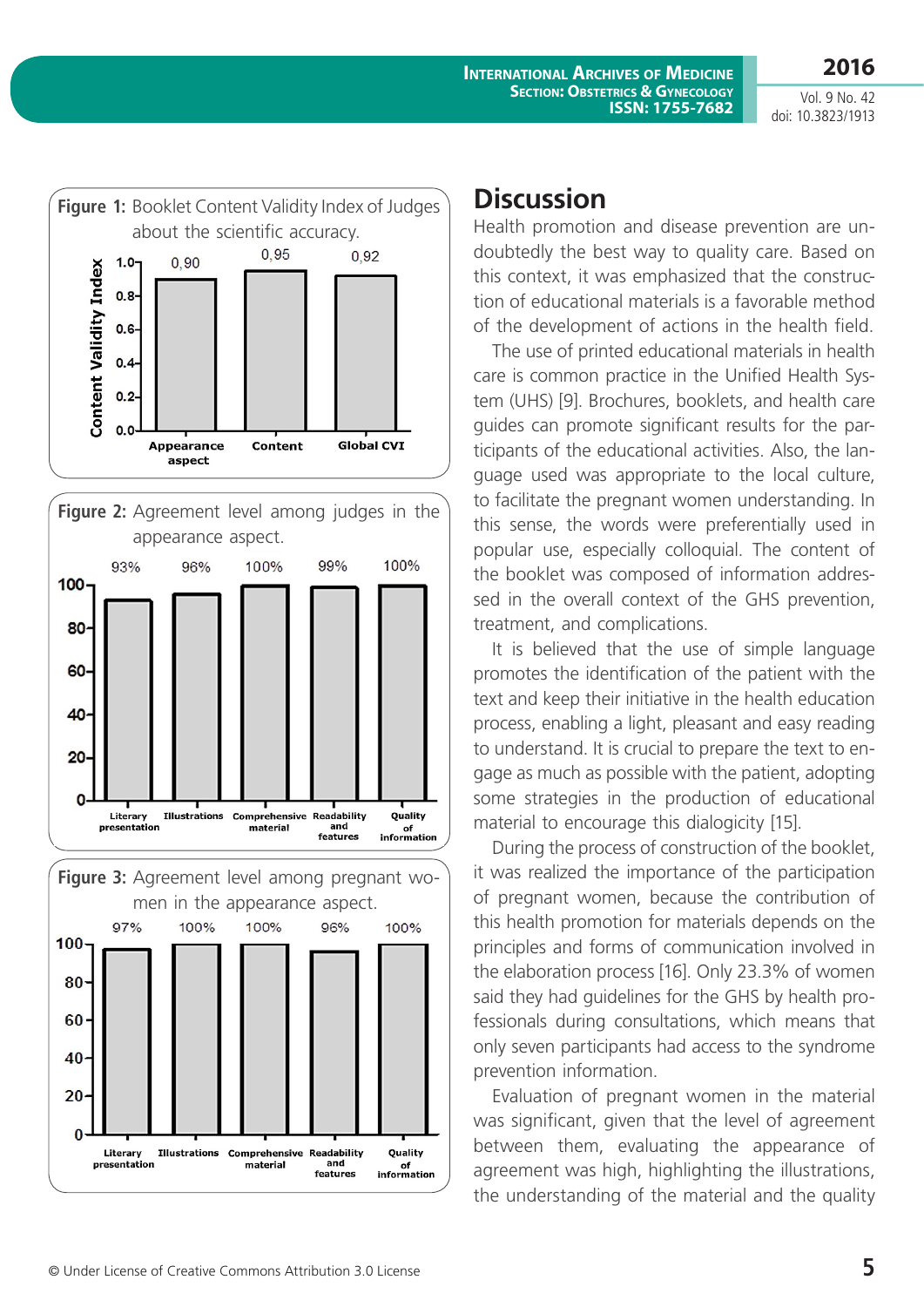**Figure 1:** Booklet Content Validity Index of Judges about the scientific accuracy.

| | Appearance aspect | Content | Global CVI |
|---|---|---|---|
| Content Validity Index | 0,90 | 0,95 | 0,92 |

**Figure 2:** Agreement level among judges in the appearance aspect.

| Literary presentation | Illustrations | Comprehensive material | Readability and features | Quality of information |
|---|---|---|---|---|
| 93% | 96% | 100% | 99% | 100% |

**Figure 3:** Agreement level among pregnant women in the appearance aspect.

| Literary presentation | Illustrations | Comprehensive material | Readability and features | Quality of information |
|---|---|---|---|---|
| 97% | 100% | 100% | 96% | 100% |

## Discussion

Health promotion and disease prevention are undoubtedly the best way to quality care. Based on this context, it was emphasized that the construction of educational materials is a favorable method of the development of actions in the health field.

The use of printed educational materials in health care is common practice in the Unified Health System (UHS) [9]. Brochures, booklets, and health care guides can promote significant results for the participants of the educational activities. Also, the language used was appropriate to the local culture, to facilitate the pregnant women understanding. In this sense, the words were preferentially used in popular use, especially colloquial. The content of the booklet was composed of information addressed in the overall context of the GHS prevention, treatment, and complications.

It is believed that the use of simple language promotes the identification of the patient with the text and keep their initiative in the health education process, enabling a light, pleasant and easy reading to understand. It is crucial to prepare the text to engage as much as possible with the patient, adopting some strategies in the production of educational material to encourage this dialogicity [15].

During the process of construction of the booklet, it was realized the importance of the participation of pregnant women, because the contribution of this health promotion for materials depends on the principles and forms of communication involved in the elaboration process [16]. Only 23.3% of women said they had guidelines for the GHS by health professionals during consultations, which means that only seven participants had access to the syndrome prevention information.

Evaluation of pregnant women in the material was significant, given that the level of agreement between them, evaluating the appearance of agreement was high, highlighting the illustrations, the understanding of the material and the quality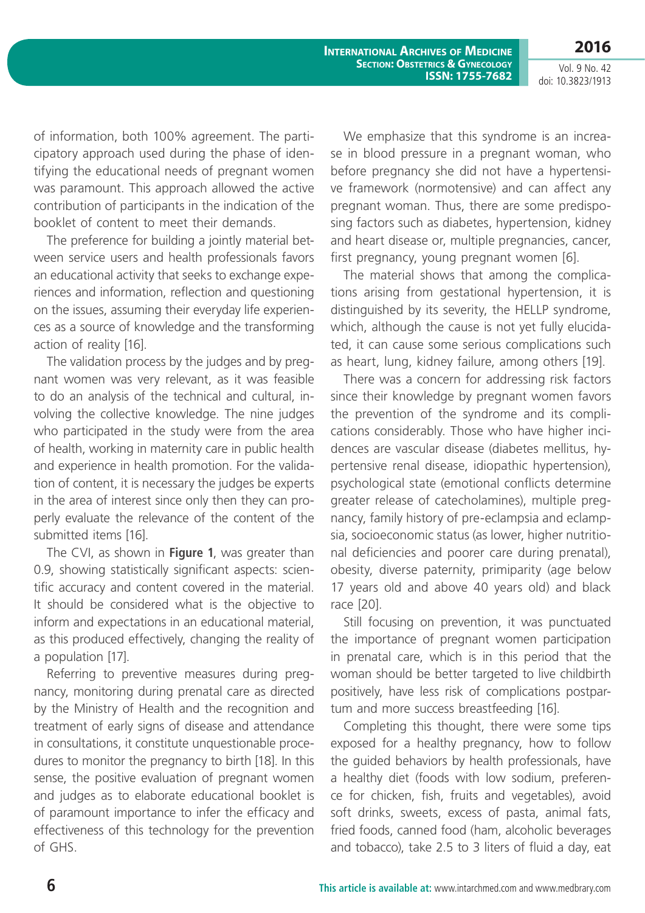of information, both 100% agreement. The participatory approach used during the phase of identifying the educational needs of pregnant women was paramount. This approach allowed the active contribution of participants in the indication of the booklet of content to meet their demands.

The preference for building a jointly material between service users and health professionals favors an educational activity that seeks to exchange experiences and information, reflection and questioning on the issues, assuming their everyday life experiences as a source of knowledge and the transforming action of reality [16].

The validation process by the judges and by pregnant women was very relevant, as it was feasible to do an analysis of the technical and cultural, involving the collective knowledge. The nine judges who participated in the study were from the area of health, working in maternity care in public health and experience in health promotion. For the validation of content, it is necessary the judges be experts in the area of interest since only then they can properly evaluate the relevance of the content of the submitted items [16].

The CVI, as shown in **Figure 1**, was greater than 0.9, showing statistically significant aspects: scientific accuracy and content covered in the material. It should be considered what is the objective to inform and expectations in an educational material, as this produced effectively, changing the reality of a population [17].

Referring to preventive measures during pregnancy, monitoring during prenatal care as directed by the Ministry of Health and the recognition and treatment of early signs of disease and attendance in consultations, it constitute unquestionable procedures to monitor the pregnancy to birth [18]. In this sense, the positive evaluation of pregnant women and judges as to elaborate educational booklet is of paramount importance to infer the efficacy and effectiveness of this technology for the prevention of GHS.

We emphasize that this syndrome is an increase in blood pressure in a pregnant woman, who before pregnancy she did not have a hypertensive framework (normotensive) and can affect any pregnant woman. Thus, there are some predisposing factors such as diabetes, hypertension, kidney and heart disease or, multiple pregnancies, cancer, first pregnancy, young pregnant women [6].

The material shows that among the complications arising from gestational hypertension, it is distinguished by its severity, the HELLP syndrome, which, although the cause is not yet fully elucidated, it can cause some serious complications such as heart, lung, kidney failure, among others [19].

There was a concern for addressing risk factors since their knowledge by pregnant women favors the prevention of the syndrome and its complications considerably. Those who have higher incidences are vascular disease (diabetes mellitus, hypertensive renal disease, idiopathic hypertension), psychological state (emotional conflicts determine greater release of catecholamines), multiple pregnancy, family history of pre-eclampsia and eclampsia, socioeconomic status (as lower, higher nutritional deficiencies and poorer care during prenatal), obesity, diverse paternity, primiparity (age below 17 years old and above 40 years old) and black race [20].

Still focusing on prevention, it was punctuated the importance of pregnant women participation in prenatal care, which is in this period that the woman should be better targeted to live childbirth positively, have less risk of complications postpartum and more success breastfeeding [16].

Completing this thought, there were some tips exposed for a healthy pregnancy, how to follow the guided behaviors by health professionals, have a healthy diet (foods with low sodium, preference for chicken, fish, fruits and vegetables), avoid soft drinks, sweets, excess of pasta, animal fats, fried foods, canned food (ham, alcoholic beverages and tobacco), take 2.5 to 3 liters of fluid a day, eat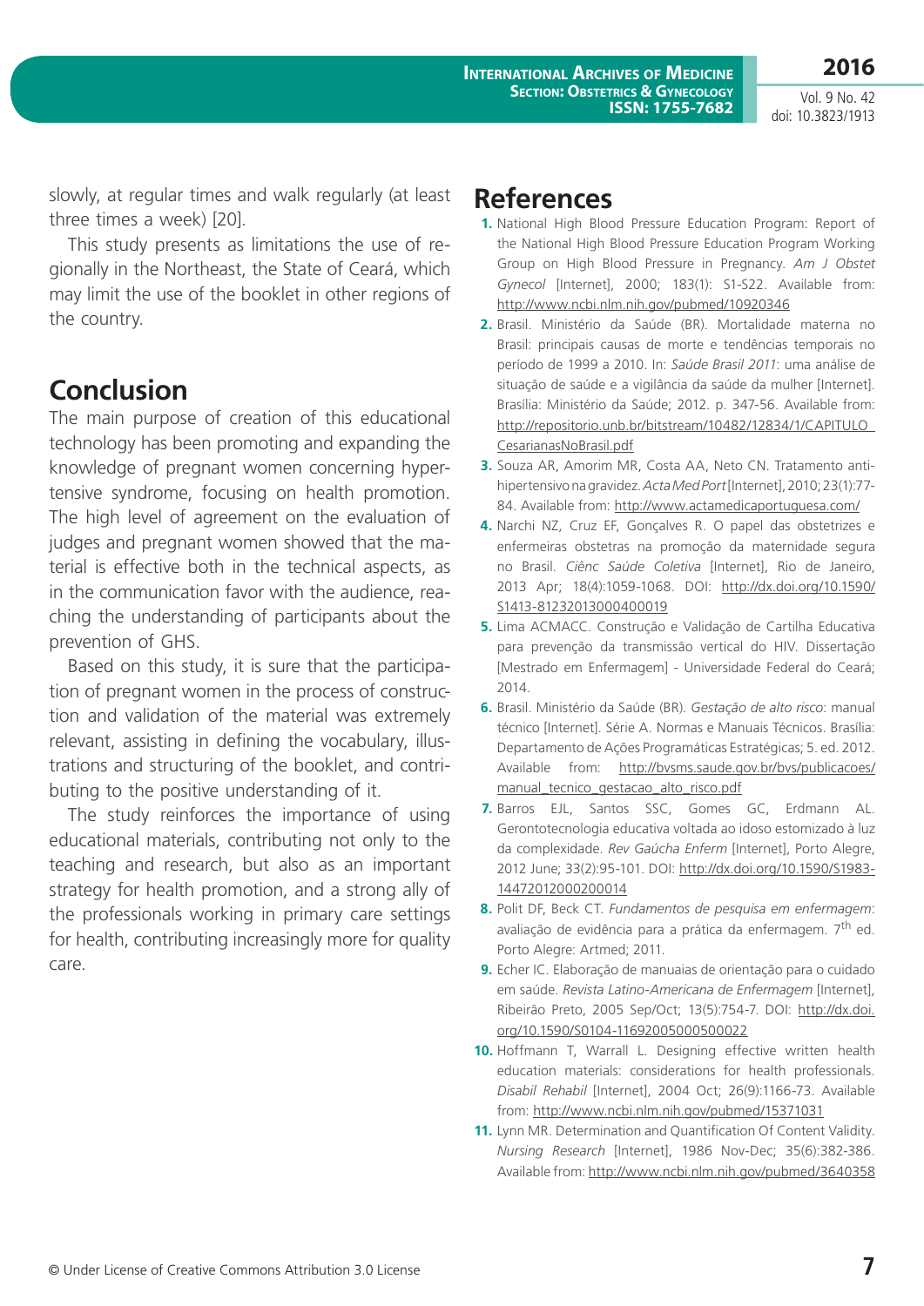slowly, at regular times and walk regularly (at least three times a week) [20].

This study presents as limitations the use of regionally in the Northeast, the State of Ceará, which may limit the use of the booklet in other regions of the country.

## Conclusion

The main purpose of creation of this educational technology has been promoting and expanding the knowledge of pregnant women concerning hypertensive syndrome, focusing on health promotion. The high level of agreement on the evaluation of judges and pregnant women showed that the material is effective both in the technical aspects, as in the communication favor with the audience, reaching the understanding of participants about the prevention of GHS.

Based on this study, it is sure that the participation of pregnant women in the process of construction and validation of the material was extremely relevant, assisting in defining the vocabulary, illustrations and structuring of the booklet, and contributing to the positive understanding of it.

The study reinforces the importance of using educational materials, contributing not only to the teaching and research, but also as an important strategy for health promotion, and a strong ally of the professionals working in primary care settings for health, contributing increasingly more for quality care.

## References

1. National High Blood Pressure Education Program: Report of the National High Blood Pressure Education Program Working Group on High Blood Pressure in Pregnancy. *Am J Obstet Gynecol* [Internet], 2000; 183(1): S1-S22. Available from: http://www.ncbi.nlm.nih.gov/pubmed/10920346
2. Brasil. Ministério da Saúde (BR). Mortalidade materna no Brasil: principais causas de morte e tendências temporais no período de 1999 a 2010. In: *Saúde Brasil 2011*: uma análise de situação de saúde e a vigilância da saúde da mulher [Internet]. Brasília: Ministério da Saúde; 2012. p. 347-56. Available from: http://repositorio.unb.br/bitstream/10482/12834/1/CAPITULO_CesarianasNoBrasil.pdf
3. Souza AR, Amorim MR, Costa AA, Neto CN. Tratamento anti-hipertensivo na gravidez. *Acta Med Port* [Internet], 2010; 23(1):77-84. Available from: http://www.actamedicaportuguesa.com/
4. Narchi NZ, Cruz EF, Gonçalves R. O papel das obstetrizes e enfermeiras obstetras na promoção da maternidade segura no Brasil. *Ciênc Saúde Coletiva* [Internet], Rio de Janeiro, 2013 Apr; 18(4):1059-1068. DOI: http://dx.doi.org/10.1590/S1413-81232013000400019
5. Lima ACMACC. Construção e Validação de Cartilha Educativa para prevenção da transmissão vertical do HIV. Dissertação [Mestrado em Enfermagem] - Universidade Federal do Ceará; 2014.
6. Brasil. Ministério da Saúde (BR). *Gestação de alto risco*: manual técnico [Internet]. Série A. Normas e Manuais Técnicos. Brasília: Departamento de Ações Programáticas Estratégicas; 5. ed. 2012. Available from: http://bvsms.saude.gov.br/bvs/publicacoes/manual_tecnico_gestacao_alto_risco.pdf
7. Barros EJL, Santos SSC, Gomes GC, Erdmann AL. Gerontotecnologia educativa voltada ao idoso estomizado à luz da complexidade. *Rev Gaúcha Enferm* [Internet], Porto Alegre, 2012 June; 33(2):95-101. DOI: http://dx.doi.org/10.1590/S1983-14472012000200014
8. Polit DF, Beck CT. *Fundamentos de pesquisa em enfermagem*: avaliação de evidência para a prática da enfermagem. 7th ed. Porto Alegre: Artmed; 2011.
9. Echer IC. Elaboração de manuaias de orientação para o cuidado em saúde. *Revista Latino-Americana de Enfermagem* [Internet], Ribeirão Preto, 2005 Sep/Oct; 13(5):754-7. DOI: http://dx.doi.org/10.1590/S0104-11692005000500022
10. Hoffmann T, Warrall L. Designing effective written health education materials: considerations for health professionals. *Disabil Rehabil* [Internet], 2004 Oct; 26(9):1166-73. Available from: http://www.ncbi.nlm.nih.gov/pubmed/15371031
11. Lynn MR. Determination and Quantification Of Content Validity. *Nursing Research* [Internet], 1986 Nov-Dec; 35(6):382-386. Available from: http://www.ncbi.nlm.nih.gov/pubmed/3640358

© Under License of Creative Commons Attribution 3.0 License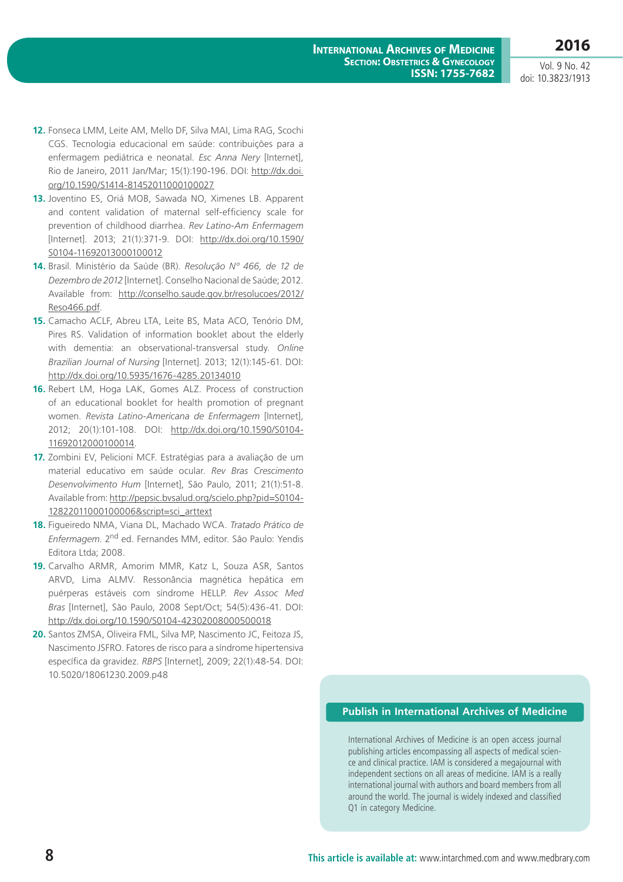12. Fonseca LMM, Leite AM, Mello DF, Silva MAI, Lima RAG, Scochi CGS. Tecnologia educacional em saúde: contribuições para a enfermagem pediátrica e neonatal. *Esc Anna Nery* [Internet], Rio de Janeiro, 2011 Jan/Mar; 15(1):190-196. DOI: http://dx.doi.org/10.1590/S1414-81452011000100027
13. Joventino ES, Oriá MOB, Sawada NO, Ximenes LB. Apparent and content validation of maternal self-efficiency scale for prevention of childhood diarrhea. *Rev Latino-Am Enfermagem* [Internet]. 2013; 21(1):371-9. DOI: http://dx.doi.org/10.1590/S0104-11692013000100012
14. Brasil. Ministério da Saúde (BR). *Resolução Nº 466, de 12 de Dezembro de 2012* [Internet]. Conselho Nacional de Saúde; 2012. Available from: http://conselho.saude.gov.br/resolucoes/2012/Reso466.pdf.
15. Camacho ACLF, Abreu LTA, Leite BS, Mata ACO, Tenório DM, Pires RS. Validation of information booklet about the elderly with dementia: an observational-transversal study. *Online Brazilian Journal of Nursing* [Internet]. 2013; 12(1):145-61. DOI: http://dx.doi.org/10.5935/1676-4285.20134010
16. Rebert LM, Hoga LAK, Gomes ALZ. Process of construction of an educational booklet for health promotion of pregnant women. *Revista Latino-Americana de Enfermagem* [Internet], 2012; 20(1):101-108. DOI: http://dx.doi.org/10.1590/S0104-11692012000100014.
17. Zombini EV, Pelicioni MCF. Estratégias para a avaliação de um material educativo em saúde ocular. *Rev Bras Crescimento Desenvolvimento Hum* [Internet], São Paulo, 2011; 21(1):51-8. Available from: http://pepsic.bvsalud.org/scielo.php?pid=S0104-12822011000100006&script=sci_arttext
18. Figueiredo NMA, Viana DL, Machado WCA. *Tratado Prático de Enfermagem*. 2nd ed. Fernandes MM, editor. São Paulo: Yendis Editora Ltda; 2008.
19. Carvalho ARMR, Amorim MMR, Katz L, Souza ASR, Santos ARVD, Lima ALMV. Ressonância magnética hepática em puérperas estáveis com síndrome HELLP. *Rev Assoc Med Bras* [Internet], São Paulo, 2008 Sept/Oct; 54(5):436-41. DOI: http://dx.doi.org/10.1590/S0104-42302008000500018
20. Santos ZMSA, Oliveira FML, Silva MP, Nascimento JC, Feitoza JS, Nascimento JSFRO. Fatores de risco para a síndrome hipertensiva específica da gravidez. *RBPS* [Internet], 2009; 22(1):48-54. DOI: 10.5020/18061230.2009.p48

**Publish in International Archives of Medicine**

International Archives of Medicine is an open access journal publishing articles encompassing all aspects of medical science and clinical practice. IAM is considered a megajournal with independent sections on all areas of medicine. IAM is a really international journal with authors and board members from all around the world. The journal is widely indexed and classified Q1 in category Medicine.